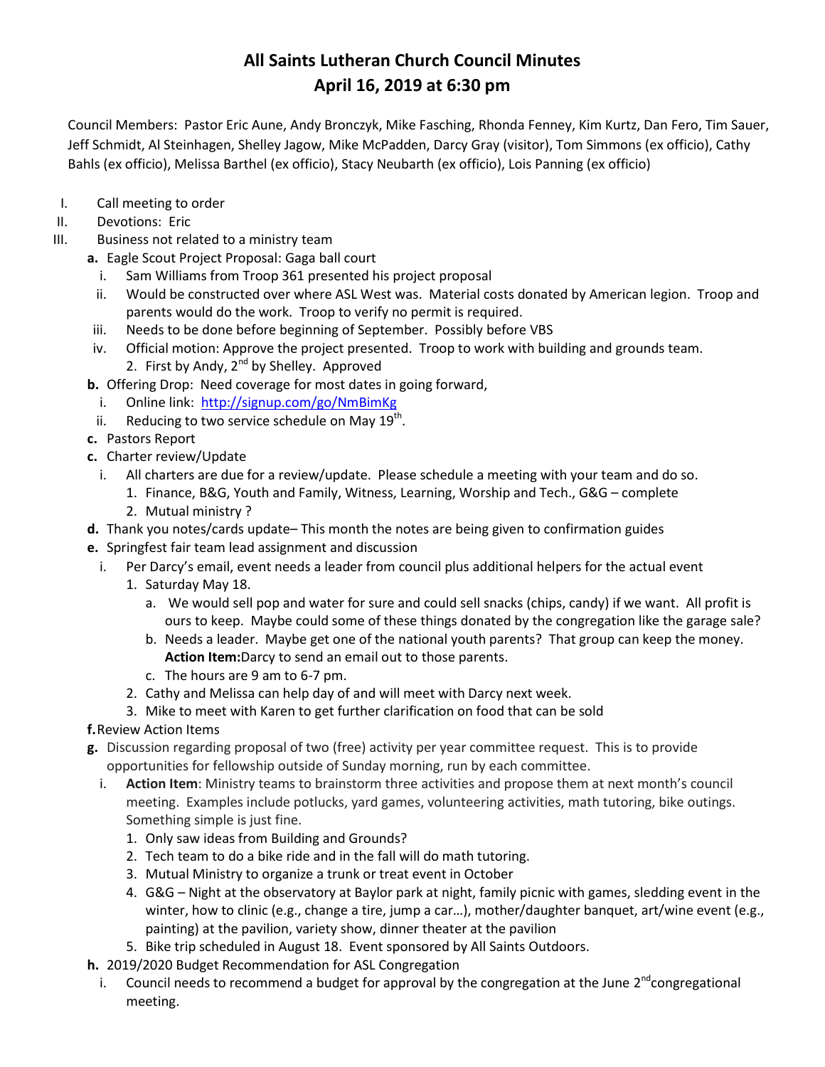# All Saints Lutheran Church Council Minutes
## April 16, 2019 at 6:30 pm

Council Members: Pastor Eric Aune, Andy Bronczyk, Mike Fasching, Rhonda Fenney, Kim Kurtz, Dan Fero, Tim Sauer, Jeff Schmidt, Al Steinhagen, Shelley Jagow, Mike McPadden, Darcy Gray (visitor), Tom Simmons (ex officio), Cathy Bahls (ex officio), Melissa Barthel (ex officio), Stacy Neubarth (ex officio), Lois Panning (ex officio)

I. Call meeting to order

II. Devotions: Eric

III. Business not related to a ministry team

   **a.** Eagle Scout Project Proposal: Gaga ball court
      i. Sam Williams from Troop 361 presented his project proposal
      ii. Would be constructed over where ASL West was. Material costs donated by American legion. Troop and parents would do the work. Troop to verify no permit is required.
      iii. Needs to be done before beginning of September. Possibly before VBS
      iv. Official motion: Approve the project presented. Troop to work with building and grounds team.
         2. First by Andy, 2nd by Shelley. Approved

   **b.** Offering Drop: Need coverage for most dates in going forward,
      i. Online link: http://signup.com/go/NmBimKg
      ii. Reducing to two service schedule on May 19th.

   **c.** Pastors Report

   **c.** Charter review/Update
      i. All charters are due for a review/update. Please schedule a meeting with your team and do so.
         1. Finance, B&G, Youth and Family, Witness, Learning, Worship and Tech., G&G – complete
         2. Mutual ministry ?

   **d.** Thank you notes/cards update– This month the notes are being given to confirmation guides

   **e.** Springfest fair team lead assignment and discussion
      i. Per Darcy's email, event needs a leader from council plus additional helpers for the actual event
         1. Saturday May 18.
            a. We would sell pop and water for sure and could sell snacks (chips, candy) if we want. All profit is ours to keep. Maybe could some of these things donated by the congregation like the garage sale?
            b. Needs a leader. Maybe get one of the national youth parents? That group can keep the money. **Action Item:** Darcy to send an email out to those parents.
            c. The hours are 9 am to 6-7 pm.
         2. Cathy and Melissa can help day of and will meet with Darcy next week.
         3. Mike to meet with Karen to get further clarification on food that can be sold

   **f.** Review Action Items

   **g.** Discussion regarding proposal of two (free) activity per year committee request. This is to provide opportunities for fellowship outside of Sunday morning, run by each committee.
      i. **Action Item**: Ministry teams to brainstorm three activities and propose them at next month's council meeting. Examples include potlucks, yard games, volunteering activities, math tutoring, bike outings. Something simple is just fine.
         1. Only saw ideas from Building and Grounds?
         2. Tech team to do a bike ride and in the fall will do math tutoring.
         3. Mutual Ministry to organize a trunk or treat event in October
         4. G&G – Night at the observatory at Baylor park at night, family picnic with games, sledding event in the winter, how to clinic (e.g., change a tire, jump a car…), mother/daughter banquet, art/wine event (e.g., painting) at the pavilion, variety show, dinner theater at the pavilion
         5. Bike trip scheduled in August 18. Event sponsored by All Saints Outdoors.

   **h.** 2019/2020 Budget Recommendation for ASL Congregation
      i. Council needs to recommend a budget for approval by the congregation at the June 2nd congregational meeting.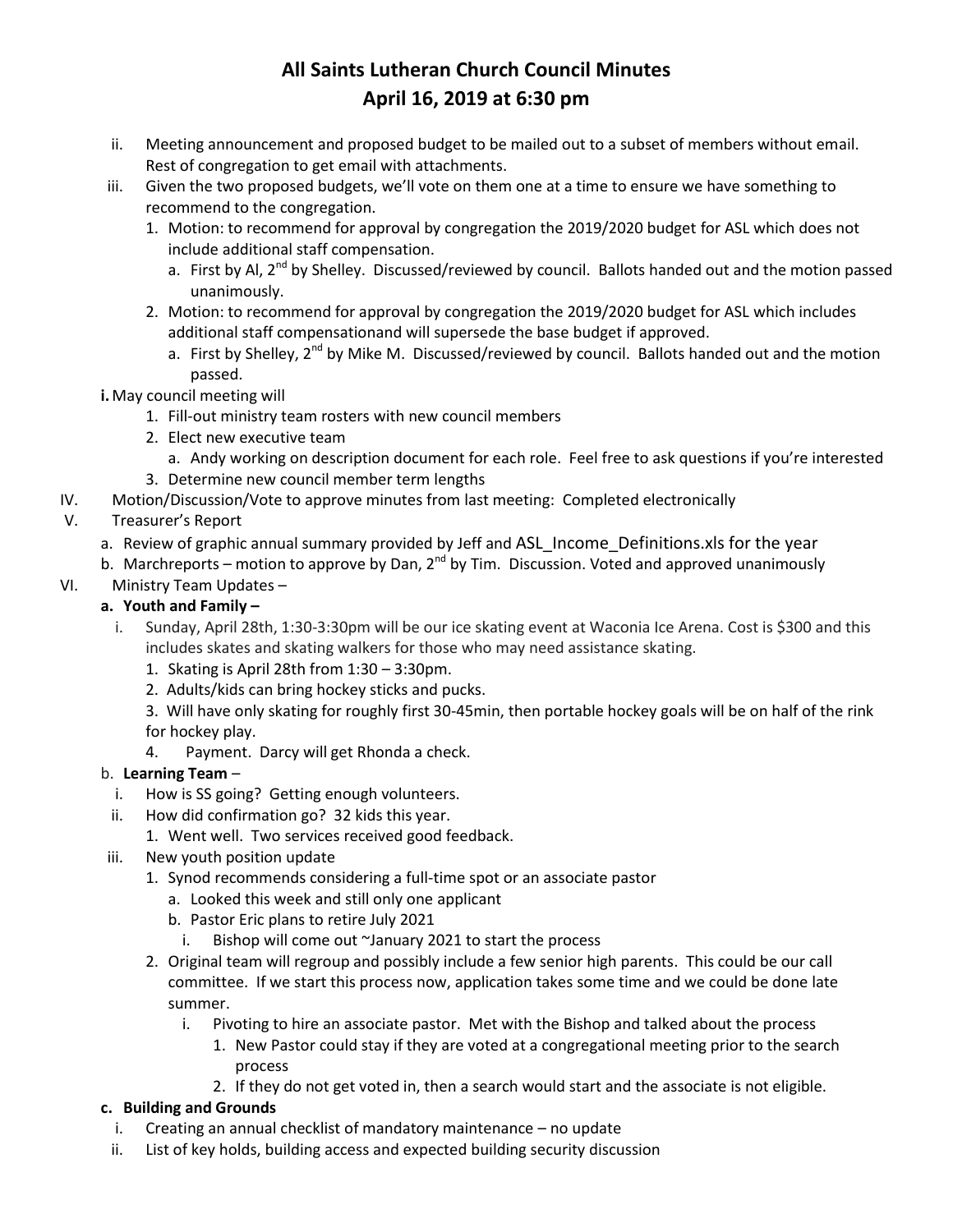# All Saints Lutheran Church Council Minutes
# April 16, 2019 at 6:30 pm

- ii. Meeting announcement and proposed budget to be mailed out to a subset of members without email. Rest of congregation to get email with attachments.
- iii. Given the two proposed budgets, we'll vote on them one at a time to ensure we have something to recommend to the congregation.
  1. Motion: to recommend for approval by congregation the 2019/2020 budget for ASL which does not include additional staff compensation.
     a. First by Al, 2nd by Shelley. Discussed/reviewed by council. Ballots handed out and the motion passed unanimously.
  2. Motion: to recommend for approval by congregation the 2019/2020 budget for ASL which includes additional staff compensationand will supersede the base budget if approved.
     a. First by Shelley, 2nd by Mike M. Discussed/reviewed by council. Ballots handed out and the motion passed.
- **i.** May council meeting will
  1. Fill-out ministry team rosters with new council members
  2. Elect new executive team
     a. Andy working on description document for each role. Feel free to ask questions if you're interested
  3. Determine new council member term lengths

IV. Motion/Discussion/Vote to approve minutes from last meeting: Completed electronically

V. Treasurer's Report
   a. Review of graphic annual summary provided by Jeff and ASL_Income_Definitions.xls for the year
   b. Marchreports – motion to approve by Dan, 2nd by Tim. Discussion. Voted and approved unanimously

VI. Ministry Team Updates –

**a. Youth and Family –**

- i. Sunday, April 28th, 1:30-3:30pm will be our ice skating event at Waconia Ice Arena. Cost is $300 and this includes skates and skating walkers for those who may need assistance skating.
  1. Skating is April 28th from 1:30 – 3:30pm.
  2. Adults/kids can bring hockey sticks and pucks.
  3. Will have only skating for roughly first 30-45min, then portable hockey goals will be on half of the rink for hockey play.
  4. Payment. Darcy will get Rhonda a check.

b. **Learning Team** –

- i. How is SS going? Getting enough volunteers.
- ii. How did confirmation go? 32 kids this year.
  1. Went well. Two services received good feedback.
- iii. New youth position update
  1. Synod recommends considering a full-time spot or an associate pastor
     a. Looked this week and still only one applicant
     b. Pastor Eric plans to retire July 2021
        i. Bishop will come out ~January 2021 to start the process
  2. Original team will regroup and possibly include a few senior high parents. This could be our call committee. If we start this process now, application takes some time and we could be done late summer.
     i. Pivoting to hire an associate pastor. Met with the Bishop and talked about the process
        1. New Pastor could stay if they are voted at a congregational meeting prior to the search process
        2. If they do not get voted in, then a search would start and the associate is not eligible.

**c. Building and Grounds**

- i. Creating an annual checklist of mandatory maintenance – no update
- ii. List of key holds, building access and expected building security discussion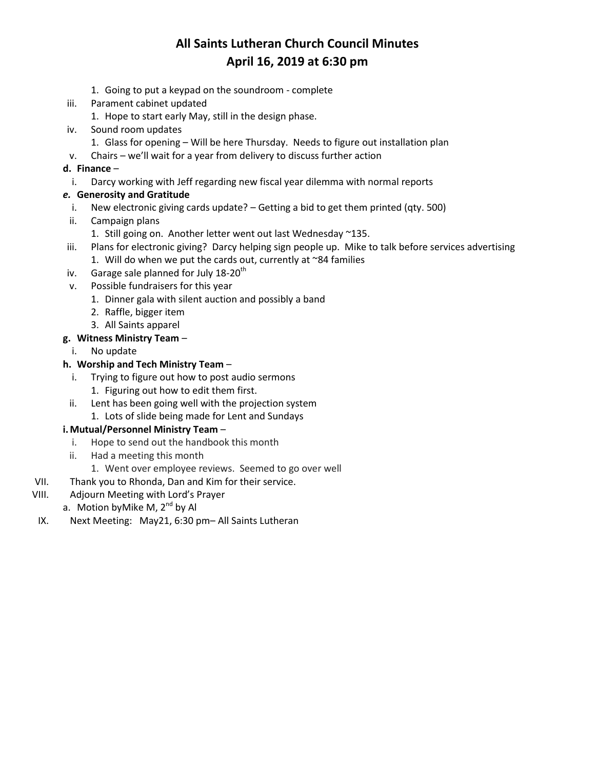# All Saints Lutheran Church Council Minutes
## April 16, 2019 at 6:30 pm

1. Going to put a keypad on the soundroom - complete

iii. Parament cabinet updated
   1. Hope to start early May, still in the design phase.

iv. Sound room updates
   1. Glass for opening – Will be here Thursday. Needs to figure out installation plan

v. Chairs – we'll wait for a year from delivery to discuss further action

**d. Finance** –

i. Darcy working with Jeff regarding new fiscal year dilemma with normal reports

***e.* Generosity and Gratitude**

i. New electronic giving cards update? – Getting a bid to get them printed (qty. 500)

ii. Campaign plans
   1. Still going on. Another letter went out last Wednesday ~135.

iii. Plans for electronic giving? Darcy helping sign people up. Mike to talk before services advertising
   1. Will do when we put the cards out, currently at ~84 families

iv. Garage sale planned for July 18-20th

v. Possible fundraisers for this year
   1. Dinner gala with silent auction and possibly a band
   2. Raffle, bigger item
   3. All Saints apparel

**g. Witness Ministry Team** –

i. No update

**h. Worship and Tech Ministry Team** –

i. Trying to figure out how to post audio sermons
   1. Figuring out how to edit them first.

ii. Lent has been going well with the projection system
   1. Lots of slide being made for Lent and Sundays

**i. Mutual/Personnel Ministry Team** –

i. Hope to send out the handbook this month

ii. Had a meeting this month
   1. Went over employee reviews. Seemed to go over well

VII. Thank you to Rhonda, Dan and Kim for their service.

VIII. Adjourn Meeting with Lord's Prayer
   a. Motion byMike M, 2nd by Al

IX. Next Meeting: May21, 6:30 pm– All Saints Lutheran